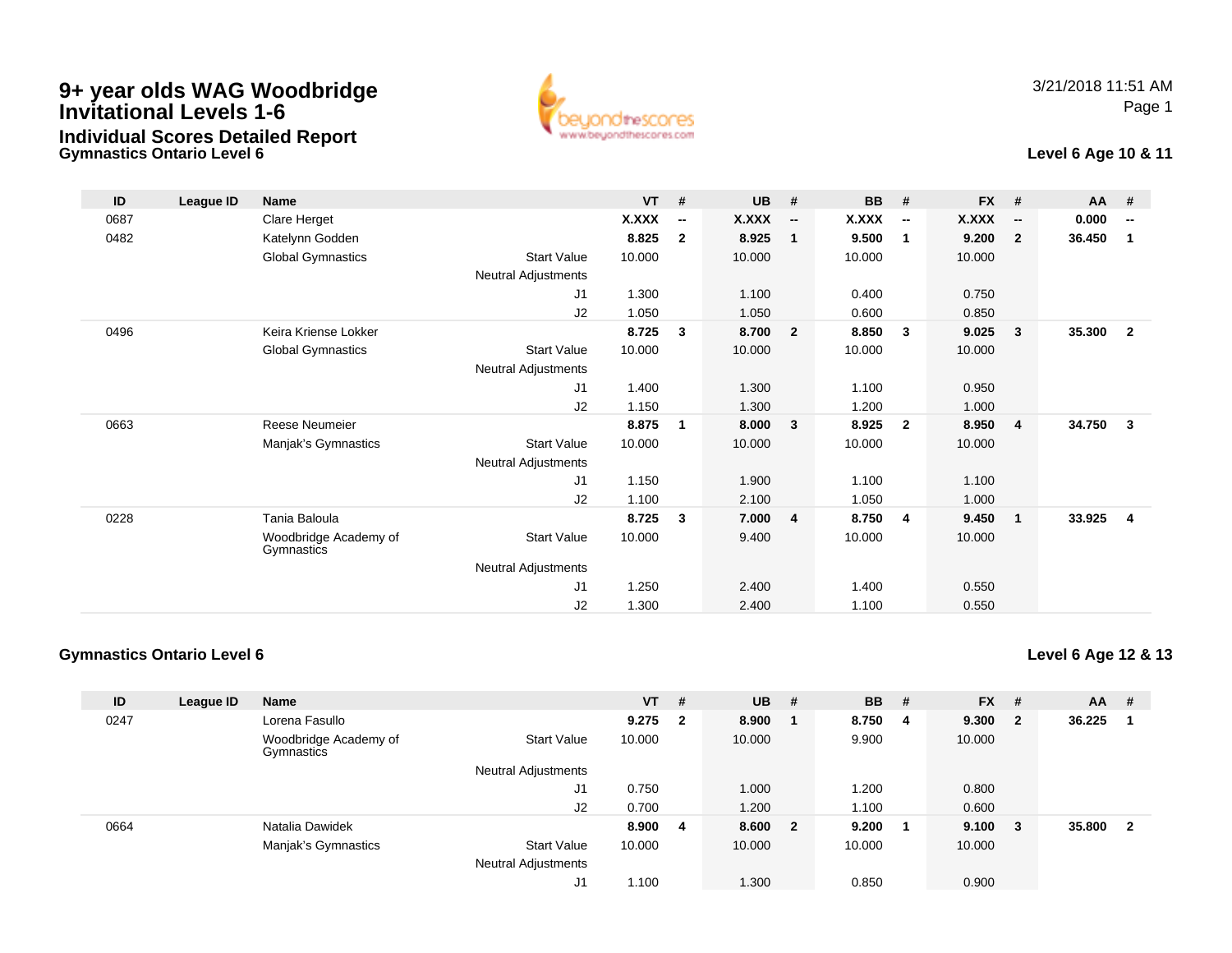# 9+ year olds WAG Woodbridge Invitational Levels 1-6

## Individual Scores Detailed Report

3/21/2018 11:51 AM

### Gymnastics Ontario Level 6

**Level 6 Age 10 & 11**

| ID | League ID | Name | | VT | # | UB | # | BB | # | FX | # | AA | # |
|---|---|---|---|---|---|---|---|---|---|---|---|---|---|
| 0687 | | Clare Herget | | **X.XXX** | **--** | **X.XXX** | **--** | **X.XXX** | **--** | **X.XXX** | **--** | **0.000** | **--** |
| 0482 | | Katelynn Godden | | **8.825** | **2** | **8.925** | **1** | **9.500** | **1** | **9.200** | **2** | **36.450** | **1** |
| | | Global Gymnastics | Start Value | 10.000 | | 10.000 | | 10.000 | | 10.000 | | | |
| | | | Neutral Adjustments | | | | | | | | | | |
| | | | J1 | 1.300 | | 1.100 | | 0.400 | | 0.750 | | | |
| | | | J2 | 1.050 | | 1.050 | | 0.600 | | 0.850 | | | |
| 0496 | | Keira Kriense Lokker | | **8.725** | **3** | **8.700** | **2** | **8.850** | **3** | **9.025** | **3** | **35.300** | **2** |
| | | Global Gymnastics | Start Value | 10.000 | | 10.000 | | 10.000 | | 10.000 | | | |
| | | | Neutral Adjustments | | | | | | | | | | |
| | | | J1 | 1.400 | | 1.300 | | 1.100 | | 0.950 | | | |
| | | | J2 | 1.150 | | 1.300 | | 1.200 | | 1.000 | | | |
| 0663 | | Reese Neumeier | | **8.875** | **1** | **8.000** | **3** | **8.925** | **2** | **8.950** | **4** | **34.750** | **3** |
| | | Manjak's Gymnastics | Start Value | 10.000 | | 10.000 | | 10.000 | | 10.000 | | | |
| | | | Neutral Adjustments | | | | | | | | | | |
| | | | J1 | 1.150 | | 1.900 | | 1.100 | | 1.100 | | | |
| | | | J2 | 1.100 | | 2.100 | | 1.050 | | 1.000 | | | |
| 0228 | | Tania Baloula | | **8.725** | **3** | **7.000** | **4** | **8.750** | **4** | **9.450** | **1** | **33.925** | **4** |
| | | Woodbridge Academy of Gymnastics | Start Value | 10.000 | | 9.400 | | 10.000 | | 10.000 | | | |
| | | | Neutral Adjustments | | | | | | | | | | |
| | | | J1 | 1.250 | | 2.400 | | 1.400 | | 0.550 | | | |
| | | | J2 | 1.300 | | 2.400 | | 1.100 | | 0.550 | | | |

### Gymnastics Ontario Level 6

**Level 6 Age 12 & 13**

| ID | League ID | Name | | VT | # | UB | # | BB | # | FX | # | AA | # |
|---|---|---|---|---|---|---|---|---|---|---|---|---|---|
| 0247 | | Lorena Fasullo | | **9.275** | **2** | **8.900** | **1** | **8.750** | **4** | **9.300** | **2** | **36.225** | **1** |
| | | Woodbridge Academy of Gymnastics | Start Value | 10.000 | | 10.000 | | 9.900 | | 10.000 | | | |
| | | | Neutral Adjustments | | | | | | | | | | |
| | | | J1 | 0.750 | | 1.000 | | 1.200 | | 0.800 | | | |
| | | | J2 | 0.700 | | 1.200 | | 1.100 | | 0.600 | | | |
| 0664 | | Natalia Dawidek | | **8.900** | **4** | **8.600** | **2** | **9.200** | **1** | **9.100** | **3** | **35.800** | **2** |
| | | Manjak's Gymnastics | Start Value | 10.000 | | 10.000 | | 10.000 | | 10.000 | | | |
| | | | Neutral Adjustments | | | | | | | | | | |
| | | | J1 | 1.100 | | 1.300 | | 0.850 | | 0.900 | | | |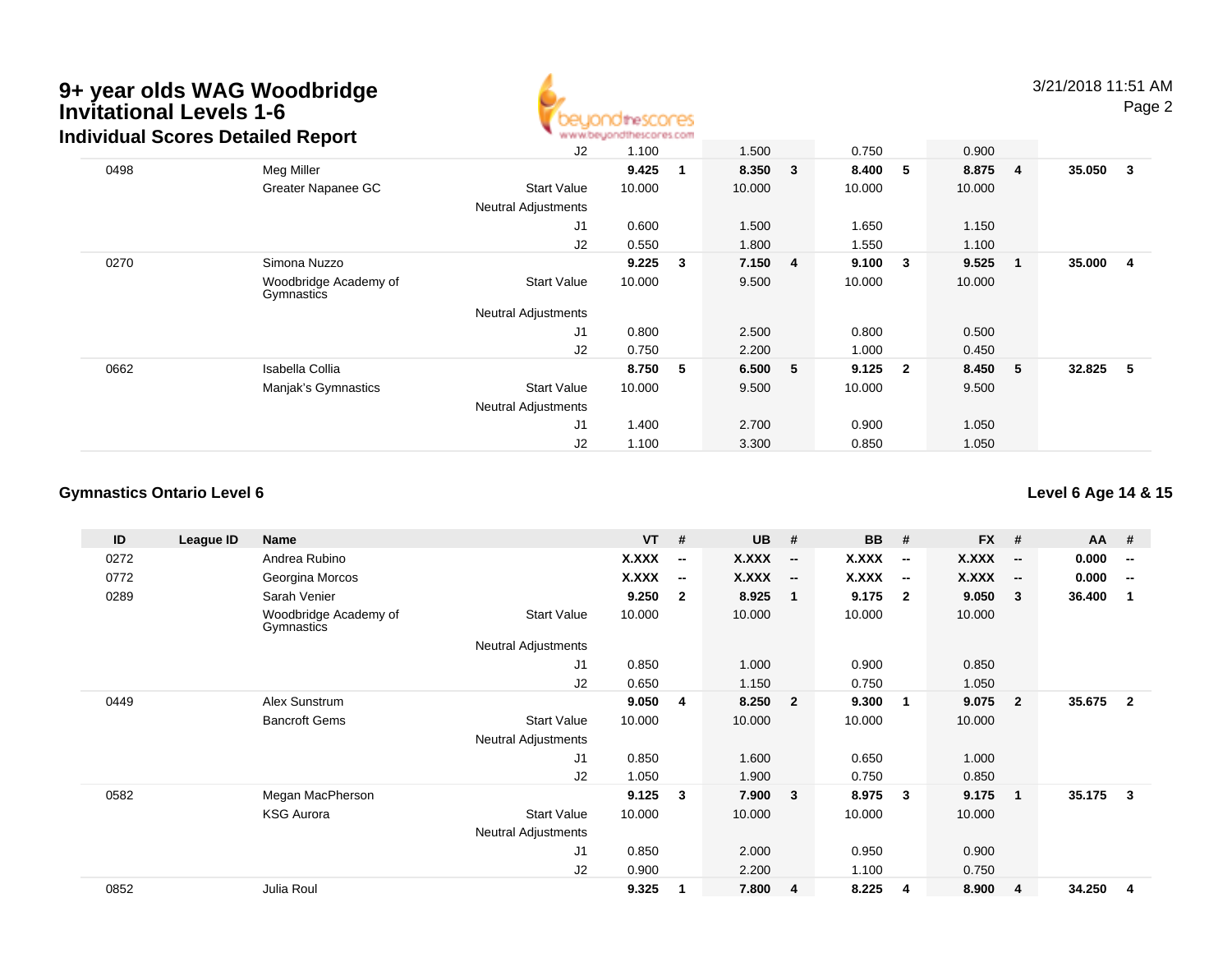# 9+ year olds WAG Woodbridge Invitational Levels 1-6

## Individual Scores Detailed Report

| ID | League ID | Name | | VT | # | UB | # | BB | # | FX | # | AA | # |
|---|---|---|---|---|---|---|---|---|---|---|---|---|---|
| | | | J2 | 1.100 | | 1.500 | | 0.750 | | 0.900 | | | |
| 0498 | | Meg Miller | | **9.425** | **1** | **8.350** | **3** | **8.400** | **5** | **8.875** | **4** | **35.050** | **3** |
| | | Greater Napanee GC | Start Value | 10.000 | | 10.000 | | 10.000 | | 10.000 | | | |
| | | | Neutral Adjustments | | | | | | | | | | |
| | | | J1 | 0.600 | | 1.500 | | 1.650 | | 1.150 | | | |
| | | | J2 | 0.550 | | 1.800 | | 1.550 | | 1.100 | | | |
| 0270 | | Simona Nuzzo | | **9.225** | **3** | **7.150** | **4** | **9.100** | **3** | **9.525** | **1** | **35.000** | **4** |
| | | Woodbridge Academy of Gymnastics | Start Value | 10.000 | | 9.500 | | 10.000 | | 10.000 | | | |
| | | | Neutral Adjustments | | | | | | | | | | |
| | | | J1 | 0.800 | | 2.500 | | 0.800 | | 0.500 | | | |
| | | | J2 | 0.750 | | 2.200 | | 1.000 | | 0.450 | | | |
| 0662 | | Isabella Collia | | **8.750** | **5** | **6.500** | **5** | **9.125** | **2** | **8.450** | **5** | **32.825** | **5** |
| | | Manjak's Gymnastics | Start Value | 10.000 | | 9.500 | | 10.000 | | 9.500 | | | |
| | | | Neutral Adjustments | | | | | | | | | | |
| | | | J1 | 1.400 | | 2.700 | | 0.900 | | 1.050 | | | |
| | | | J2 | 1.100 | | 3.300 | | 0.850 | | 1.050 | | | |

### Gymnastics Ontario Level 6

**Level 6 Age 14 & 15**

| ID | League ID | Name | | VT | # | UB | # | BB | # | FX | # | AA | # |
|---|---|---|---|---|---|---|---|---|---|---|---|---|---|
| 0272 | | Andrea Rubino | | **X.XXX** | **--** | **X.XXX** | **--** | **X.XXX** | **--** | **X.XXX** | **--** | **0.000** | **--** |
| 0772 | | Georgina Morcos | | **X.XXX** | **--** | **X.XXX** | **--** | **X.XXX** | **--** | **X.XXX** | **--** | **0.000** | **--** |
| 0289 | | Sarah Venier | | **9.250** | **2** | **8.925** | **1** | **9.175** | **2** | **9.050** | **3** | **36.400** | **1** |
| | | Woodbridge Academy of Gymnastics | Start Value | 10.000 | | 10.000 | | 10.000 | | 10.000 | | | |
| | | | Neutral Adjustments | | | | | | | | | | |
| | | | J1 | 0.850 | | 1.000 | | 0.900 | | 0.850 | | | |
| | | | J2 | 0.650 | | 1.150 | | 0.750 | | 1.050 | | | |
| 0449 | | Alex Sunstrum | | **9.050** | **4** | **8.250** | **2** | **9.300** | **1** | **9.075** | **2** | **35.675** | **2** |
| | | Bancroft Gems | Start Value | 10.000 | | 10.000 | | 10.000 | | 10.000 | | | |
| | | | Neutral Adjustments | | | | | | | | | | |
| | | | J1 | 0.850 | | 1.600 | | 0.650 | | 1.000 | | | |
| | | | J2 | 1.050 | | 1.900 | | 0.750 | | 0.850 | | | |
| 0582 | | Megan MacPherson | | **9.125** | **3** | **7.900** | **3** | **8.975** | **3** | **9.175** | **1** | **35.175** | **3** |
| | | KSG Aurora | Start Value | 10.000 | | 10.000 | | 10.000 | | 10.000 | | | |
| | | | Neutral Adjustments | | | | | | | | | | |
| | | | J1 | 0.850 | | 2.000 | | 0.950 | | 0.900 | | | |
| | | | J2 | 0.900 | | 2.200 | | 1.100 | | 0.750 | | | |
| 0852 | | Julia Roul | | **9.325** | **1** | **7.800** | **4** | **8.225** | **4** | **8.900** | **4** | **34.250** | **4** |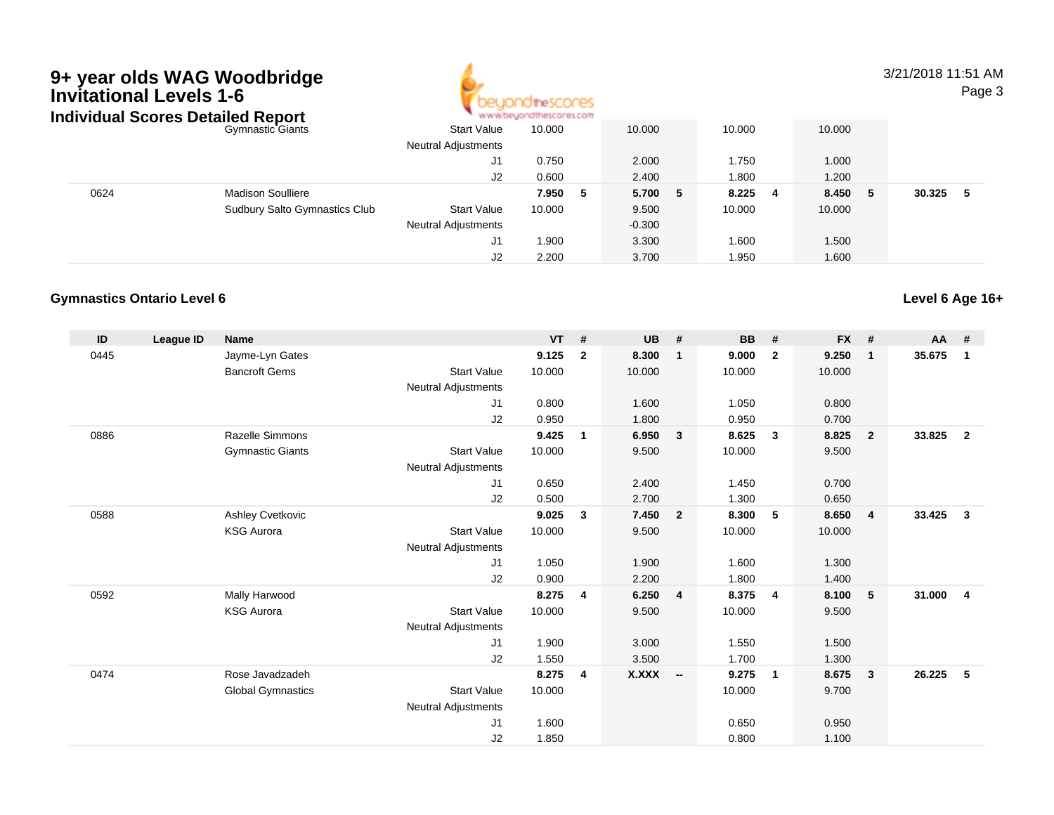# 9+ year olds WAG Woodbridge Invitational Levels 1-6

## Individual Scores Detailed Report

| ID | League ID | Name | | VT | # | UB | # | BB | # | FX | # | AA | # |
|---|---|---|---|---|---|---|---|---|---|---|---|---|---|
| | | Gymnastic Giants | Start Value | 10.000 | | 10.000 | | 10.000 | | 10.000 | | | |
| | | | Neutral Adjustments | | | | | | | | | | |
| | | | J1 | 0.750 | | 2.000 | | 1.750 | | 1.000 | | | |
| | | | J2 | 0.600 | | 2.400 | | 1.800 | | 1.200 | | | |
| 0624 | | Madison Soulliere | | **7.950** | **5** | **5.700** | **5** | **8.225** | **4** | **8.450** | **5** | **30.325** | **5** |
| | | Sudbury Salto Gymnastics Club | Start Value | 10.000 | | 9.500 | | 10.000 | | 10.000 | | | |
| | | | Neutral Adjustments | | | -0.300 | | | | | | | |
| | | | J1 | 1.900 | | 3.300 | | 1.600 | | 1.500 | | | |
| | | | J2 | 2.200 | | 3.700 | | 1.950 | | 1.600 | | | |

### Gymnastics Ontario Level 6

**Level 6 Age 16+**

| ID | League ID | Name | | VT | # | UB | # | BB | # | FX | # | AA | # |
|---|---|---|---|---|---|---|---|---|---|---|---|---|---|
| 0445 | | Jayme-Lyn Gates | | **9.125** | **2** | **8.300** | **1** | **9.000** | **2** | **9.250** | **1** | **35.675** | **1** |
| | | Bancroft Gems | Start Value | 10.000 | | 10.000 | | 10.000 | | 10.000 | | | |
| | | | Neutral Adjustments | | | | | | | | | | |
| | | | J1 | 0.800 | | 1.600 | | 1.050 | | 0.800 | | | |
| | | | J2 | 0.950 | | 1.800 | | 0.950 | | 0.700 | | | |
| 0886 | | Razelle Simmons | | **9.425** | **1** | **6.950** | **3** | **8.625** | **3** | **8.825** | **2** | **33.825** | **2** |
| | | Gymnastic Giants | Start Value | 10.000 | | 9.500 | | 10.000 | | 9.500 | | | |
| | | | Neutral Adjustments | | | | | | | | | | |
| | | | J1 | 0.650 | | 2.400 | | 1.450 | | 0.700 | | | |
| | | | J2 | 0.500 | | 2.700 | | 1.300 | | 0.650 | | | |
| 0588 | | Ashley Cvetkovic | | **9.025** | **3** | **7.450** | **2** | **8.300** | **5** | **8.650** | **4** | **33.425** | **3** |
| | | KSG Aurora | Start Value | 10.000 | | 9.500 | | 10.000 | | 10.000 | | | |
| | | | Neutral Adjustments | | | | | | | | | | |
| | | | J1 | 1.050 | | 1.900 | | 1.600 | | 1.300 | | | |
| | | | J2 | 0.900 | | 2.200 | | 1.800 | | 1.400 | | | |
| 0592 | | Mally Harwood | | **8.275** | **4** | **6.250** | **4** | **8.375** | **4** | **8.100** | **5** | **31.000** | **4** |
| | | KSG Aurora | Start Value | 10.000 | | 9.500 | | 10.000 | | 9.500 | | | |
| | | | Neutral Adjustments | | | | | | | | | | |
| | | | J1 | 1.900 | | 3.000 | | 1.550 | | 1.500 | | | |
| | | | J2 | 1.550 | | 3.500 | | 1.700 | | 1.300 | | | |
| 0474 | | Rose Javadzadeh | | **8.275** | **4** | **X.XXX** | **--** | **9.275** | **1** | **8.675** | **3** | **26.225** | **5** |
| | | Global Gymnastics | Start Value | 10.000 | | | | 10.000 | | 9.700 | | | |
| | | | Neutral Adjustments | | | | | | | | | | |
| | | | J1 | 1.600 | | | | 0.650 | | 0.950 | | | |
| | | | J2 | 1.850 | | | | 0.800 | | 1.100 | | | |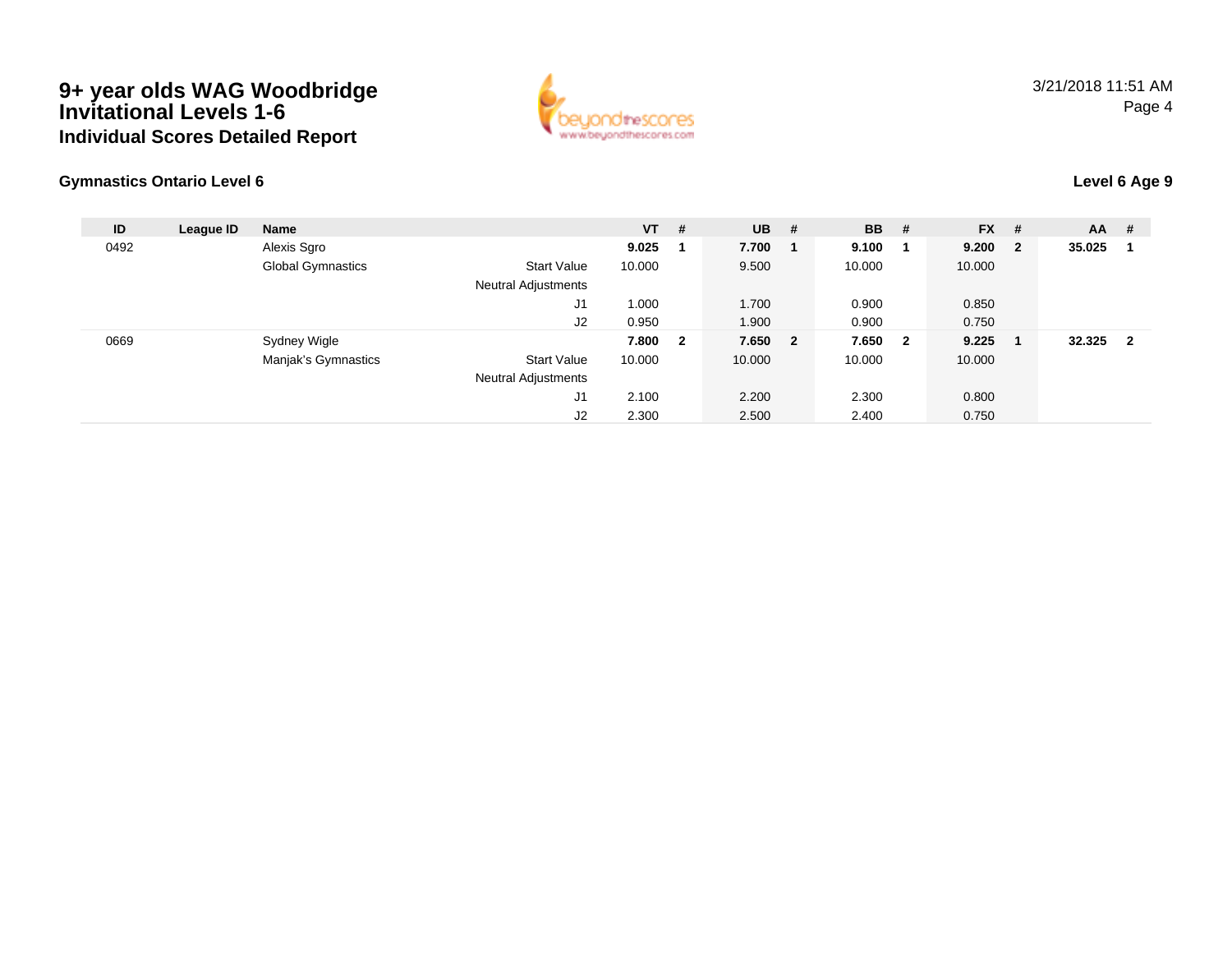# 9+ year olds WAG Woodbridge Invitational Levels 1-6

## Individual Scores Detailed Report

3/21/2018 11:51 AM

### Gymnastics Ontario Level 6

### Level 6 Age 9

| ID | League ID | Name | | VT | # | UB | # | BB | # | FX | # | AA | # |
|---|---|---|---|---|---|---|---|---|---|---|---|---|---|
| 0492 | | Alexis Sgro | | **9.025** | **1** | **7.700** | **1** | **9.100** | **1** | **9.200** | **2** | **35.025** | **1** |
| | | Global Gymnastics | Start Value | 10.000 | | 9.500 | | 10.000 | | 10.000 | | | |
| | | | Neutral Adjustments | | | | | | | | | | |
| | | | J1 | 1.000 | | 1.700 | | 0.900 | | 0.850 | | | |
| | | | J2 | 0.950 | | 1.900 | | 0.900 | | 0.750 | | | |
| 0669 | | Sydney Wigle | | **7.800** | **2** | **7.650** | **2** | **7.650** | **2** | **9.225** | **1** | **32.325** | **2** |
| | | Manjak's Gymnastics | Start Value | 10.000 | | 10.000 | | 10.000 | | 10.000 | | | |
| | | | Neutral Adjustments | | | | | | | | | | |
| | | | J1 | 2.100 | | 2.200 | | 2.300 | | 0.800 | | | |
| | | | J2 | 2.300 | | 2.500 | | 2.400 | | 0.750 | | | |